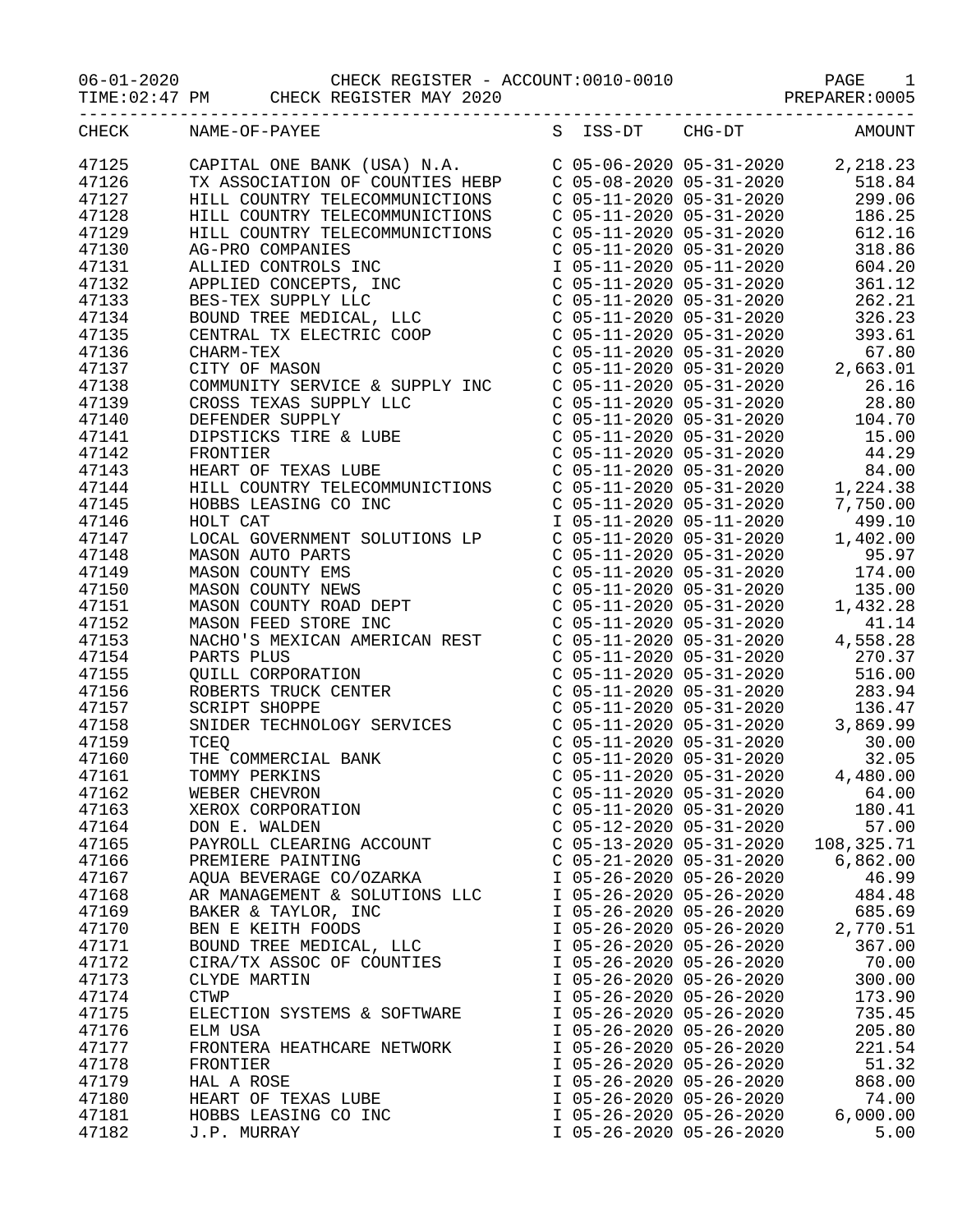06-01-2020 CHECK REGISTER - ACCOUNT:0010-0010 PAGE 1

TIME:02:47 PM CHECK REGISTER MAY 2020 PREPARER:0005

| CHECK | NAME-OF-PAYEE | S | ISS-DT | CHG-DT | AMOUNT |
|---|---|---|---|---|---|
| 47125 | CAPITAL ONE BANK (USA) N.A. | C | 05-06-2020 | 05-31-2020 | 2,218.23 |
| 47126 | TX ASSOCIATION OF COUNTIES HEBP | C | 05-08-2020 | 05-31-2020 | 518.84 |
| 47127 | HILL COUNTRY TELECOMMUNICITIONS | C | 05-11-2020 | 05-31-2020 | 299.06 |
| 47128 | HILL COUNTRY TELECOMMUNICITIONS | C | 05-11-2020 | 05-31-2020 | 186.25 |
| 47129 | HILL COUNTRY TELECOMMUNICITIONS | C | 05-11-2020 | 05-31-2020 | 612.16 |
| 47130 | AG-PRO COMPANIES | C | 05-11-2020 | 05-31-2020 | 318.86 |
| 47131 | ALLIED CONTROLS INC | I | 05-11-2020 | 05-11-2020 | 604.20 |
| 47132 | APPLIED CONCEPTS, INC | C | 05-11-2020 | 05-31-2020 | 361.12 |
| 47133 | BES-TEX SUPPLY LLC | C | 05-11-2020 | 05-31-2020 | 262.21 |
| 47134 | BOUND TREE MEDICAL, LLC | C | 05-11-2020 | 05-31-2020 | 326.23 |
| 47135 | CENTRAL TX ELECTRIC COOP | C | 05-11-2020 | 05-31-2020 | 393.61 |
| 47136 | CHARM-TEX | C | 05-11-2020 | 05-31-2020 | 67.80 |
| 47137 | CITY OF MASON | C | 05-11-2020 | 05-31-2020 | 2,663.01 |
| 47138 | COMMUNITY SERVICE & SUPPLY INC | C | 05-11-2020 | 05-31-2020 | 26.16 |
| 47139 | CROSS TEXAS SUPPLY LLC | C | 05-11-2020 | 05-31-2020 | 28.80 |
| 47140 | DEFENDER SUPPLY | C | 05-11-2020 | 05-31-2020 | 104.70 |
| 47141 | DIPSTICKS TIRE & LUBE | C | 05-11-2020 | 05-31-2020 | 15.00 |
| 47142 | FRONTIER | C | 05-11-2020 | 05-31-2020 | 44.29 |
| 47143 | HEART OF TEXAS LUBE | C | 05-11-2020 | 05-31-2020 | 84.00 |
| 47144 | HILL COUNTRY TELECOMMUNICITIONS | C | 05-11-2020 | 05-31-2020 | 1,224.38 |
| 47145 | HOBBS LEASING CO INC | C | 05-11-2020 | 05-31-2020 | 7,750.00 |
| 47146 | HOLT CAT | I | 05-11-2020 | 05-11-2020 | 499.10 |
| 47147 | LOCAL GOVERNMENT SOLUTIONS LP | C | 05-11-2020 | 05-31-2020 | 1,402.00 |
| 47148 | MASON AUTO PARTS | C | 05-11-2020 | 05-31-2020 | 95.97 |
| 47149 | MASON COUNTY EMS | C | 05-11-2020 | 05-31-2020 | 174.00 |
| 47150 | MASON COUNTY NEWS | C | 05-11-2020 | 05-31-2020 | 135.00 |
| 47151 | MASON COUNTY ROAD DEPT | C | 05-11-2020 | 05-31-2020 | 1,432.28 |
| 47152 | MASON FEED STORE INC | C | 05-11-2020 | 05-31-2020 | 41.14 |
| 47153 | NACHO'S MEXICAN AMERICAN REST | C | 05-11-2020 | 05-31-2020 | 4,558.28 |
| 47154 | PARTS PLUS | C | 05-11-2020 | 05-31-2020 | 270.37 |
| 47155 | QUILL CORPORATION | C | 05-11-2020 | 05-31-2020 | 516.00 |
| 47156 | ROBERTS TRUCK CENTER | C | 05-11-2020 | 05-31-2020 | 283.94 |
| 47157 | SCRIPT SHOPPE | C | 05-11-2020 | 05-31-2020 | 136.47 |
| 47158 | SNIDER TECHNOLOGY SERVICES | C | 05-11-2020 | 05-31-2020 | 3,869.99 |
| 47159 | TCEQ | C | 05-11-2020 | 05-31-2020 | 30.00 |
| 47160 | THE COMMERCIAL BANK | C | 05-11-2020 | 05-31-2020 | 32.05 |
| 47161 | TOMMY PERKINS | C | 05-11-2020 | 05-31-2020 | 4,480.00 |
| 47162 | WEBER CHEVRON | C | 05-11-2020 | 05-31-2020 | 64.00 |
| 47163 | XEROX CORPORATION | C | 05-11-2020 | 05-31-2020 | 180.41 |
| 47164 | DON E. WALDEN | C | 05-12-2020 | 05-31-2020 | 57.00 |
| 47165 | PAYROLL CLEARING ACCOUNT | C | 05-13-2020 | 05-31-2020 | 108,325.71 |
| 47166 | PREMIERE PAINTING | C | 05-21-2020 | 05-31-2020 | 6,862.00 |
| 47167 | AQUA BEVERAGE CO/OZARKA | I | 05-26-2020 | 05-26-2020 | 46.99 |
| 47168 | AR MANAGEMENT & SOLUTIONS LLC | I | 05-26-2020 | 05-26-2020 | 484.48 |
| 47169 | BAKER & TAYLOR, INC | I | 05-26-2020 | 05-26-2020 | 685.69 |
| 47170 | BEN E KEITH FOODS | I | 05-26-2020 | 05-26-2020 | 2,770.51 |
| 47171 | BOUND TREE MEDICAL, LLC | I | 05-26-2020 | 05-26-2020 | 367.00 |
| 47172 | CIRA/TX ASSOC OF COUNTIES | I | 05-26-2020 | 05-26-2020 | 70.00 |
| 47173 | CLYDE MARTIN | I | 05-26-2020 | 05-26-2020 | 300.00 |
| 47174 | CTWP | I | 05-26-2020 | 05-26-2020 | 173.90 |
| 47175 | ELECTION SYSTEMS & SOFTWARE | I | 05-26-2020 | 05-26-2020 | 735.45 |
| 47176 | ELM USA | I | 05-26-2020 | 05-26-2020 | 205.80 |
| 47177 | FRONTERA HEATHCARE NETWORK | I | 05-26-2020 | 05-26-2020 | 221.54 |
| 47178 | FRONTIER | I | 05-26-2020 | 05-26-2020 | 51.32 |
| 47179 | HAL A ROSE | I | 05-26-2020 | 05-26-2020 | 868.00 |
| 47180 | HEART OF TEXAS LUBE | I | 05-26-2020 | 05-26-2020 | 74.00 |
| 47181 | HOBBS LEASING CO INC | I | 05-26-2020 | 05-26-2020 | 6,000.00 |
| 47182 | J.P. MURRAY | I | 05-26-2020 | 05-26-2020 | 5.00 |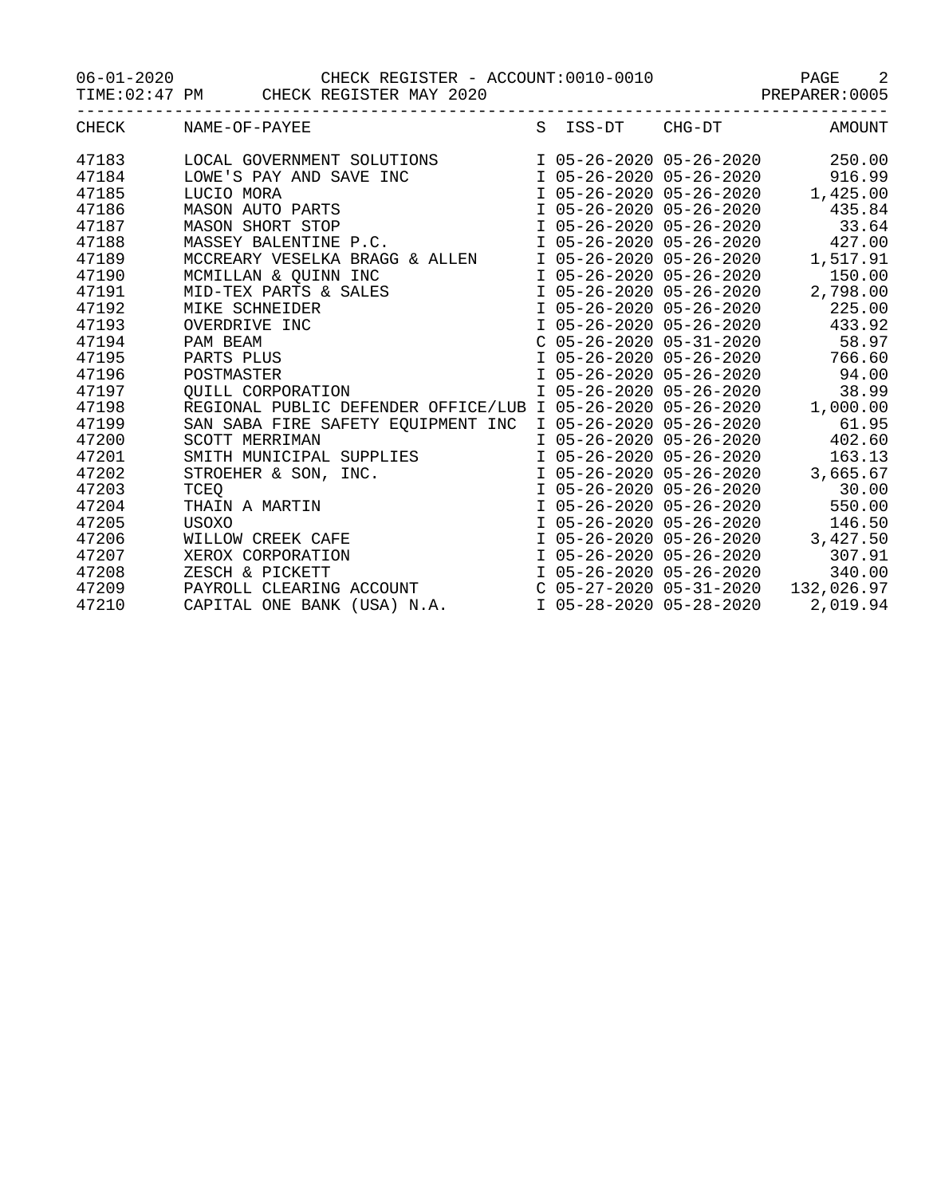06-01-2020 CHECK REGISTER - ACCOUNT:0010-0010
TIME:02:47 PM CHECK REGISTER MAY 2020 PREPARER:0005

| CHECK | NAME-OF-PAYEE | S | ISS-DT | CHG-DT | AMOUNT |
|---|---|---|---|---|---|
| 47183 | LOCAL GOVERNMENT SOLUTIONS | I | 05-26-2020 | 05-26-2020 | 250.00 |
| 47184 | LOWE'S PAY AND SAVE INC | I | 05-26-2020 | 05-26-2020 | 916.99 |
| 47185 | LUCIO MORA | I | 05-26-2020 | 05-26-2020 | 1,425.00 |
| 47186 | MASON AUTO PARTS | I | 05-26-2020 | 05-26-2020 | 435.84 |
| 47187 | MASON SHORT STOP | I | 05-26-2020 | 05-26-2020 | 33.64 |
| 47188 | MASSEY BALENTINE P.C. | I | 05-26-2020 | 05-26-2020 | 427.00 |
| 47189 | MCCREARY VESELKA BRAGG & ALLEN | I | 05-26-2020 | 05-26-2020 | 1,517.91 |
| 47190 | MCMILLAN & QUINN INC | I | 05-26-2020 | 05-26-2020 | 150.00 |
| 47191 | MID-TEX PARTS & SALES | I | 05-26-2020 | 05-26-2020 | 2,798.00 |
| 47192 | MIKE SCHNEIDER | I | 05-26-2020 | 05-26-2020 | 225.00 |
| 47193 | OVERDRIVE INC | I | 05-26-2020 | 05-26-2020 | 433.92 |
| 47194 | PAM BEAM | C | 05-26-2020 | 05-31-2020 | 58.97 |
| 47195 | PARTS PLUS | I | 05-26-2020 | 05-26-2020 | 766.60 |
| 47196 | POSTMASTER | I | 05-26-2020 | 05-26-2020 | 94.00 |
| 47197 | QUILL CORPORATION | I | 05-26-2020 | 05-26-2020 | 38.99 |
| 47198 | REGIONAL PUBLIC DEFENDER OFFICE/LUB | I | 05-26-2020 | 05-26-2020 | 1,000.00 |
| 47199 | SAN SABA FIRE SAFETY EQUIPMENT INC | I | 05-26-2020 | 05-26-2020 | 61.95 |
| 47200 | SCOTT MERRIMAN | I | 05-26-2020 | 05-26-2020 | 402.60 |
| 47201 | SMITH MUNICIPAL SUPPLIES | I | 05-26-2020 | 05-26-2020 | 163.13 |
| 47202 | STROEHER & SON, INC. | I | 05-26-2020 | 05-26-2020 | 3,665.67 |
| 47203 | TCEQ | I | 05-26-2020 | 05-26-2020 | 30.00 |
| 47204 | THAIN A MARTIN | I | 05-26-2020 | 05-26-2020 | 550.00 |
| 47205 | USOXO | I | 05-26-2020 | 05-26-2020 | 146.50 |
| 47206 | WILLOW CREEK CAFE | I | 05-26-2020 | 05-26-2020 | 3,427.50 |
| 47207 | XEROX CORPORATION | I | 05-26-2020 | 05-26-2020 | 307.91 |
| 47208 | ZESCH & PICKETT | I | 05-26-2020 | 05-26-2020 | 340.00 |
| 47209 | PAYROLL CLEARING ACCOUNT | C | 05-27-2020 | 05-31-2020 | 132,026.97 |
| 47210 | CAPITAL ONE BANK (USA) N.A. | I | 05-28-2020 | 05-28-2020 | 2,019.94 |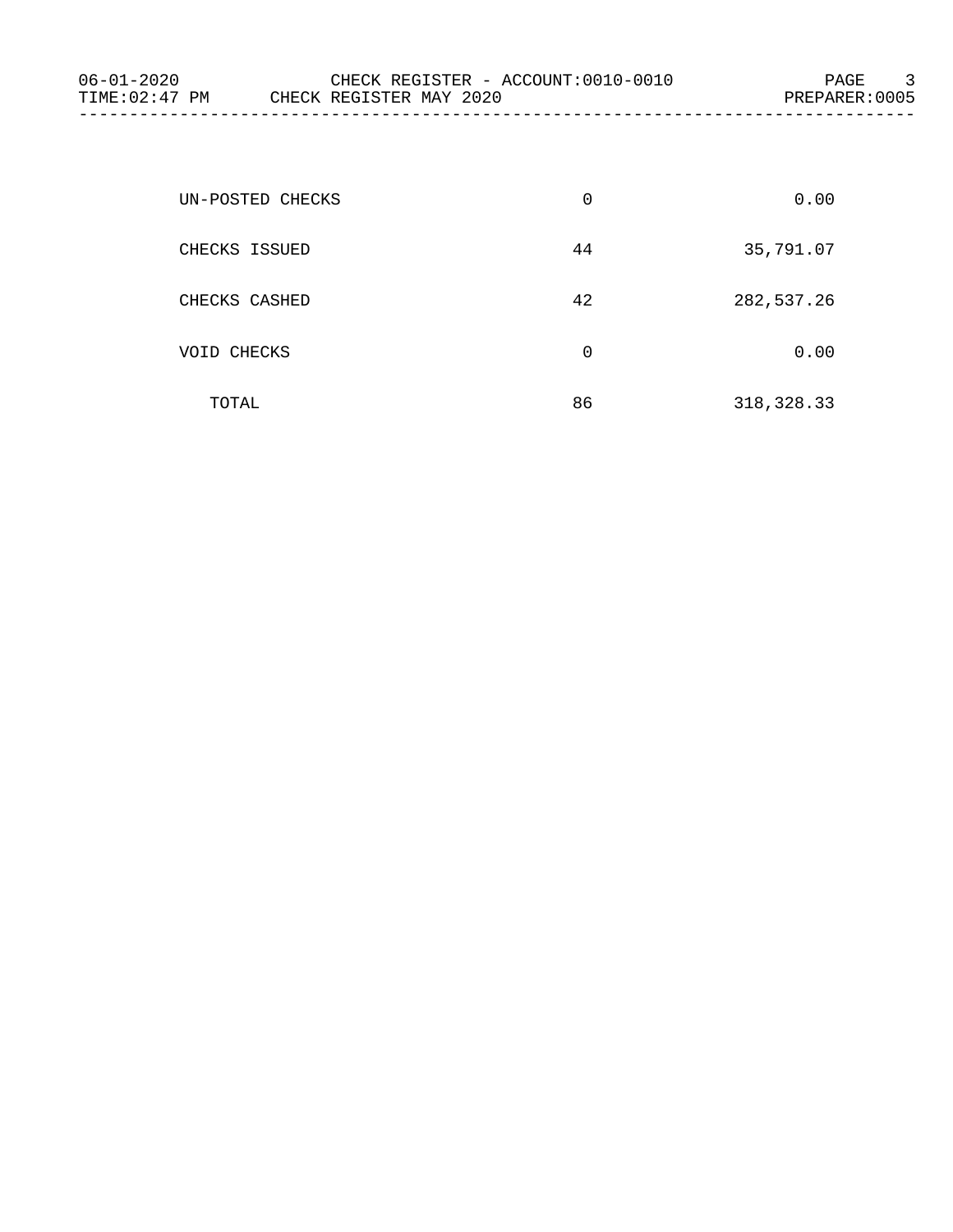| | | |
|---|---|---|
| UN-POSTED CHECKS | 0 | 0.00 |
| CHECKS ISSUED | 44 | 35,791.07 |
| CHECKS CASHED | 42 | 282,537.26 |
| VOID CHECKS | 0 | 0.00 |
| TOTAL | 86 | 318,328.33 |